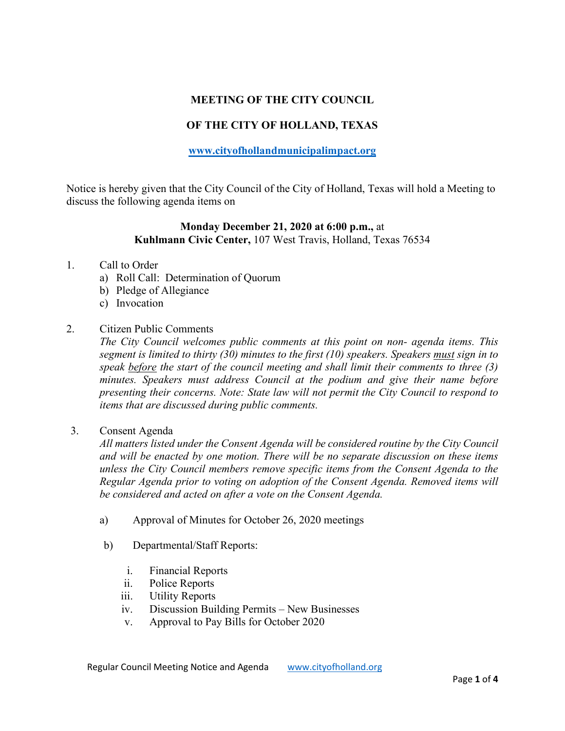**MEETING OF THE CITY COUNCIL**

**OF THE CITY OF HOLLAND, TEXAS**

**www.cityofhollandmunicipalimpact.org**

Notice is hereby given that the City Council of the City of Holland, Texas will hold a Meeting to discuss the following agenda items on

**Monday December 21, 2020 at 6:00 p.m.,** at
**Kuhlmann Civic Center,** 107 West Travis, Holland, Texas 76534

1. Call to Order
   a) Roll Call: Determination of Quorum
   b) Pledge of Allegiance
   c) Invocation

2. Citizen Public Comments
   *The City Council welcomes public comments at this point on non- agenda items. This segment is limited to thirty (30) minutes to the first (10) speakers. Speakers must sign in to speak before the start of the council meeting and shall limit their comments to three (3) minutes. Speakers must address Council at the podium and give their name before presenting their concerns. Note: State law will not permit the City Council to respond to items that are discussed during public comments.*

3. Consent Agenda
   *All matters listed under the Consent Agenda will be considered routine by the City Council and will be enacted by one motion. There will be no separate discussion on these items unless the City Council members remove specific items from the Consent Agenda to the Regular Agenda prior to voting on adoption of the Consent Agenda. Removed items will be considered and acted on after a vote on the Consent Agenda.*

   a) Approval of Minutes for October 26, 2020 meetings

   b) Departmental/Staff Reports:

      i. Financial Reports
      ii. Police Reports
      iii. Utility Reports
      iv. Discussion Building Permits – New Businesses
      v. Approval to Pay Bills for October 2020

Regular Council Meeting Notice and Agenda www.cityofholland.org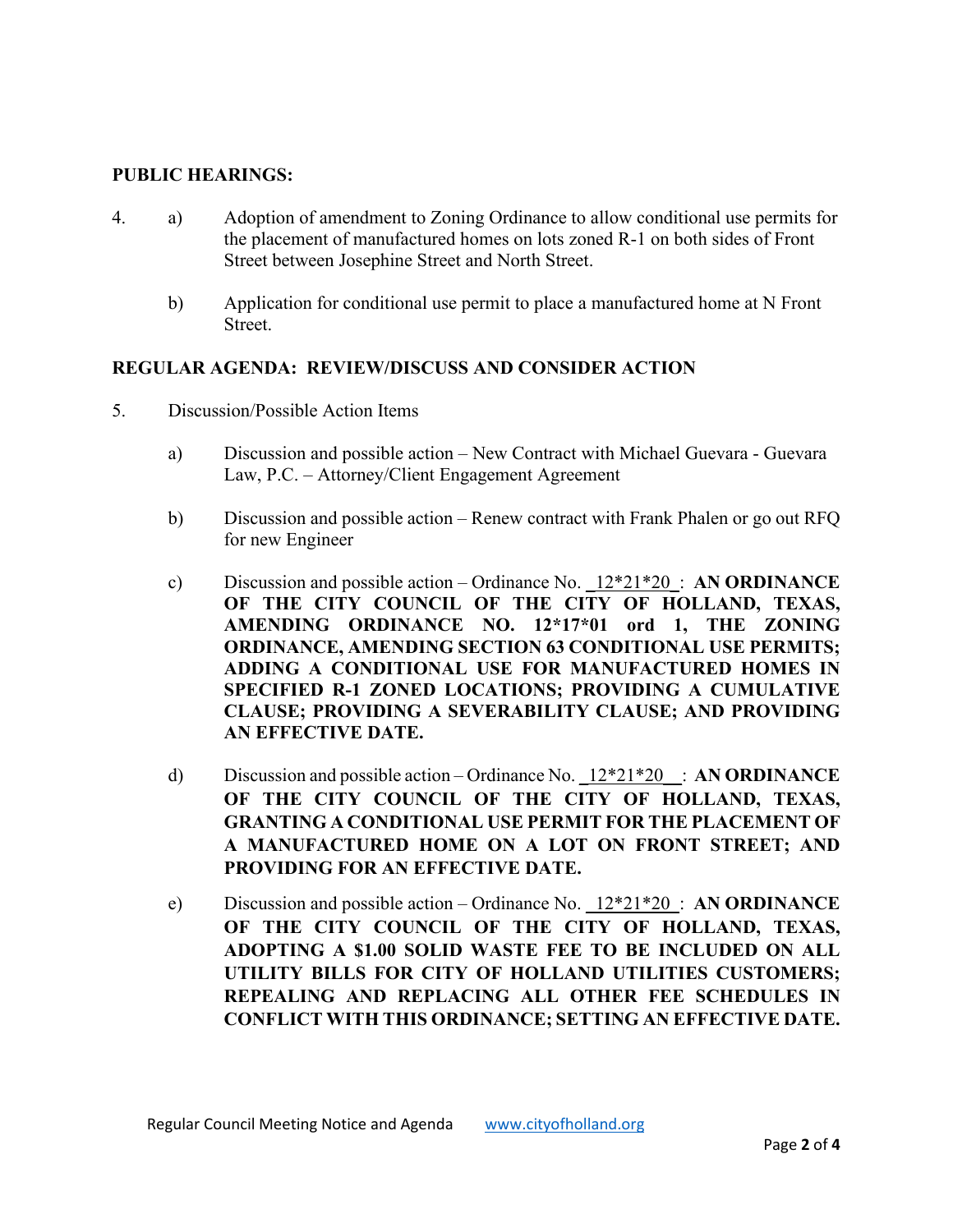**PUBLIC HEARINGS:**

4. a) Adoption of amendment to Zoning Ordinance to allow conditional use permits for the placement of manufactured homes on lots zoned R-1 on both sides of Front Street between Josephine Street and North Street.

   b) Application for conditional use permit to place a manufactured home at N Front Street.

**REGULAR AGENDA: REVIEW/DISCUSS AND CONSIDER ACTION**

5. Discussion/Possible Action Items

   a) Discussion and possible action – New Contract with Michael Guevara - Guevara Law, P.C. – Attorney/Client Engagement Agreement

   b) Discussion and possible action – Renew contract with Frank Phalen or go out RFQ for new Engineer

   c) Discussion and possible action – Ordinance No. _12*21*20_: **AN ORDINANCE OF THE CITY COUNCIL OF THE CITY OF HOLLAND, TEXAS, AMENDING ORDINANCE NO. 12*17*01 ord 1, THE ZONING ORDINANCE, AMENDING SECTION 63 CONDITIONAL USE PERMITS; ADDING A CONDITIONAL USE FOR MANUFACTURED HOMES IN SPECIFIED R-1 ZONED LOCATIONS; PROVIDING A CUMULATIVE CLAUSE; PROVIDING A SEVERABILITY CLAUSE; AND PROVIDING AN EFFECTIVE DATE.**

   d) Discussion and possible action – Ordinance No. _12*21*20_: **AN ORDINANCE OF THE CITY COUNCIL OF THE CITY OF HOLLAND, TEXAS, GRANTING A CONDITIONAL USE PERMIT FOR THE PLACEMENT OF A MANUFACTURED HOME ON A LOT ON FRONT STREET; AND PROVIDING FOR AN EFFECTIVE DATE.**

   e) Discussion and possible action – Ordinance No. _12*21*20_: **AN ORDINANCE OF THE CITY COUNCIL OF THE CITY OF HOLLAND, TEXAS, ADOPTING A $1.00 SOLID WASTE FEE TO BE INCLUDED ON ALL UTILITY BILLS FOR CITY OF HOLLAND UTILITIES CUSTOMERS; REPEALING AND REPLACING ALL OTHER FEE SCHEDULES IN CONFLICT WITH THIS ORDINANCE; SETTING AN EFFECTIVE DATE.**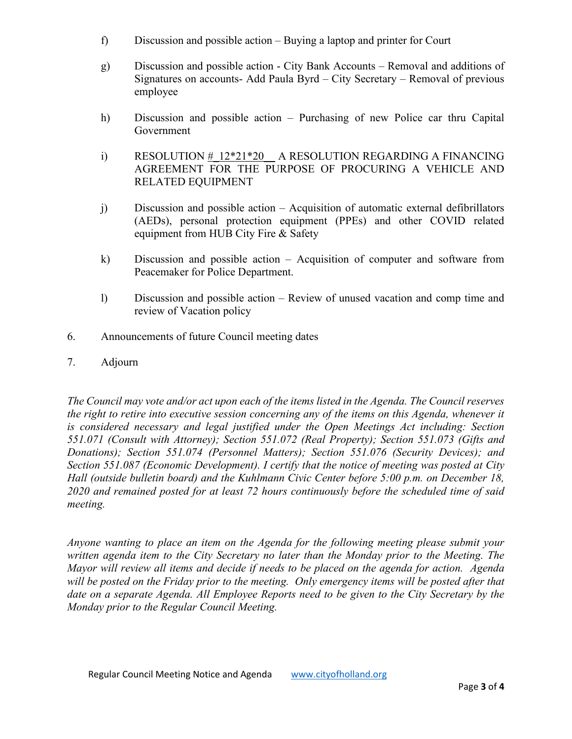f) Discussion and possible action – Buying a laptop and printer for Court

g) Discussion and possible action - City Bank Accounts – Removal and additions of Signatures on accounts- Add Paula Byrd – City Secretary – Removal of previous employee

h) Discussion and possible action – Purchasing of new Police car thru Capital Government

i) RESOLUTION #_12*21*20__ A RESOLUTION REGARDING A FINANCING AGREEMENT FOR THE PURPOSE OF PROCURING A VEHICLE AND RELATED EQUIPMENT

j) Discussion and possible action – Acquisition of automatic external defibrillators (AEDs), personal protection equipment (PPEs) and other COVID related equipment from HUB City Fire & Safety

k) Discussion and possible action – Acquisition of computer and software from Peacemaker for Police Department.

l) Discussion and possible action – Review of unused vacation and comp time and review of Vacation policy

6. Announcements of future Council meeting dates

7. Adjourn

*The Council may vote and/or act upon each of the items listed in the Agenda. The Council reserves the right to retire into executive session concerning any of the items on this Agenda, whenever it is considered necessary and legal justified under the Open Meetings Act including: Section 551.071 (Consult with Attorney); Section 551.072 (Real Property); Section 551.073 (Gifts and Donations); Section 551.074 (Personnel Matters); Section 551.076 (Security Devices); and Section 551.087 (Economic Development). I certify that the notice of meeting was posted at City Hall (outside bulletin board) and the Kuhlmann Civic Center before 5:00 p.m. on December 18, 2020 and remained posted for at least 72 hours continuously before the scheduled time of said meeting.*

*Anyone wanting to place an item on the Agenda for the following meeting please submit your written agenda item to the City Secretary no later than the Monday prior to the Meeting. The Mayor will review all items and decide if needs to be placed on the agenda for action. Agenda will be posted on the Friday prior to the meeting. Only emergency items will be posted after that date on a separate Agenda. All Employee Reports need to be given to the City Secretary by the Monday prior to the Regular Council Meeting.*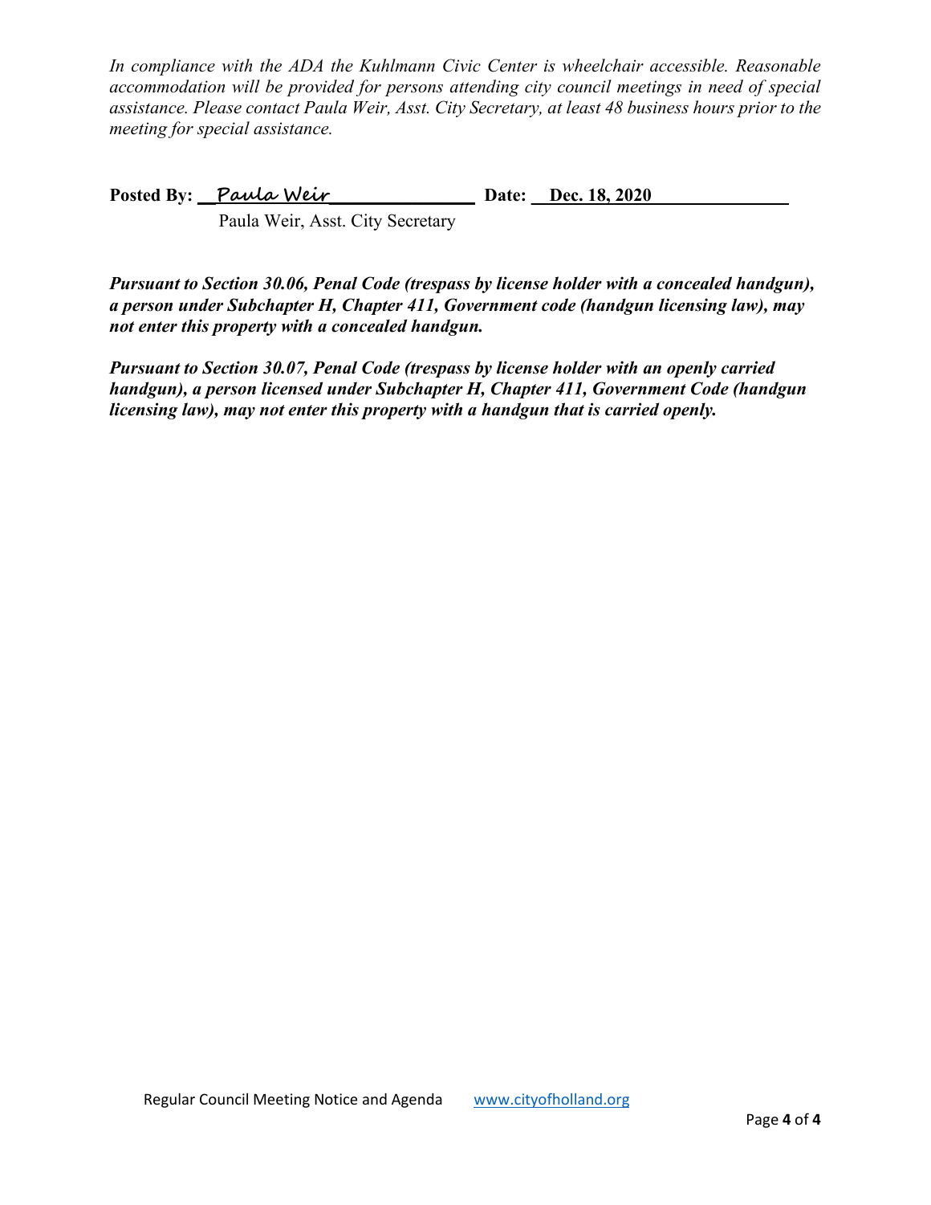*In compliance with the ADA the Kuhlmann Civic Center is wheelchair accessible. Reasonable accommodation will be provided for persons attending city council meetings in need of special assistance. Please contact Paula Weir, Asst. City Secretary, at least 48 business hours prior to the meeting for special assistance.*

**Posted By:** __Paula Weir________________ **Date:** __Dec. 18, 2020________________

Paula Weir, Asst. City Secretary

***Pursuant to Section 30.06, Penal Code (trespass by license holder with a concealed handgun), a person under Subchapter H, Chapter 411, Government code (handgun licensing law), may not enter this property with a concealed handgun.***

***Pursuant to Section 30.07, Penal Code (trespass by license holder with an openly carried handgun), a person licensed under Subchapter H, Chapter 411, Government Code (handgun licensing law), may not enter this property with a handgun that is carried openly.***